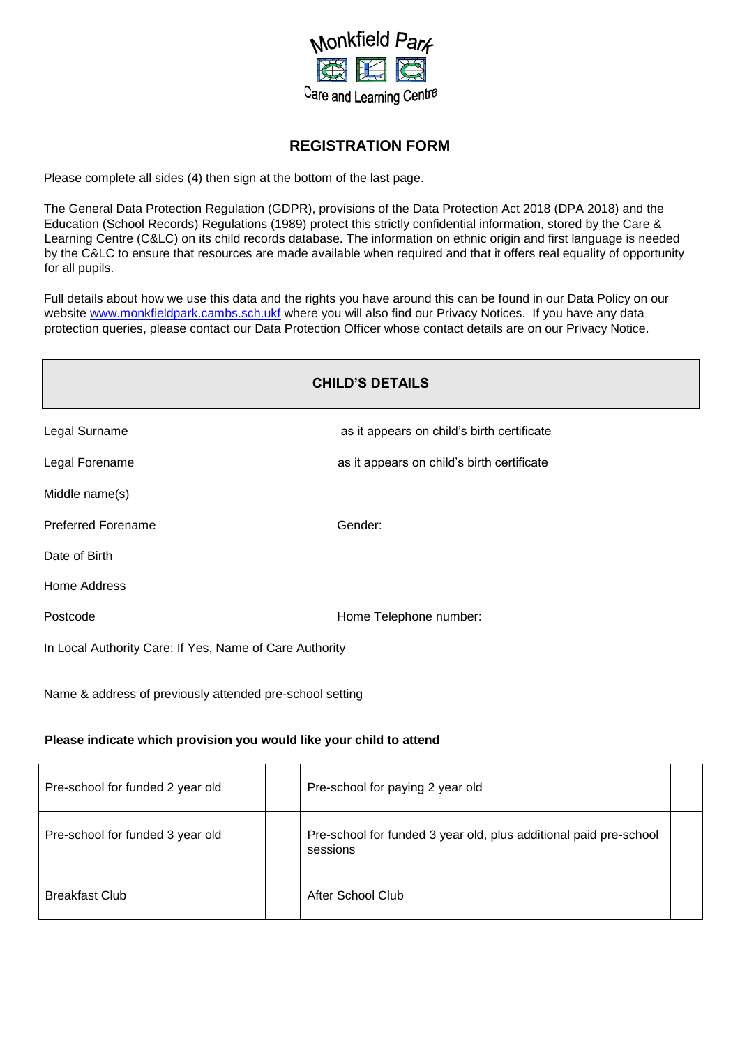Monkfield Park
Care and Learning Centre

# REGISTRATION FORM

Please complete all sides (4) then sign at the bottom of the last page.

The General Data Protection Regulation (GDPR), provisions of the Data Protection Act 2018 (DPA 2018) and the Education (School Records) Regulations (1989) protect this strictly confidential information, stored by the Care & Learning Centre (C&LC) on its child records database. The information on ethnic origin and first language is needed by the C&LC to ensure that resources are made available when required and that it offers real equality of opportunity for all pupils.

Full details about how we use this data and the rights you have around this can be found in our Data Policy on our website www.monkfieldpark.cambs.sch.ukf where you will also find our Privacy Notices. If you have any data protection queries, please contact our Data Protection Officer whose contact details are on our Privacy Notice.

## CHILD'S DETAILS

Legal Surname — as it appears on child's birth certificate

Legal Forename — as it appears on child's birth certificate

Middle name(s)

Preferred Forename — Gender:

Date of Birth

Home Address

Postcode — Home Telephone number:

In Local Authority Care: If Yes, Name of Care Authority

Name & address of previously attended pre-school setting

**Please indicate which provision you would like your child to attend**

| | | | |
|---|---|---|---|
| Pre-school for funded 2 year old | | Pre-school for paying 2 year old | |
| Pre-school for funded 3 year old | | Pre-school for funded 3 year old, plus additional paid pre-school sessions | |
| Breakfast Club | | After School Club | |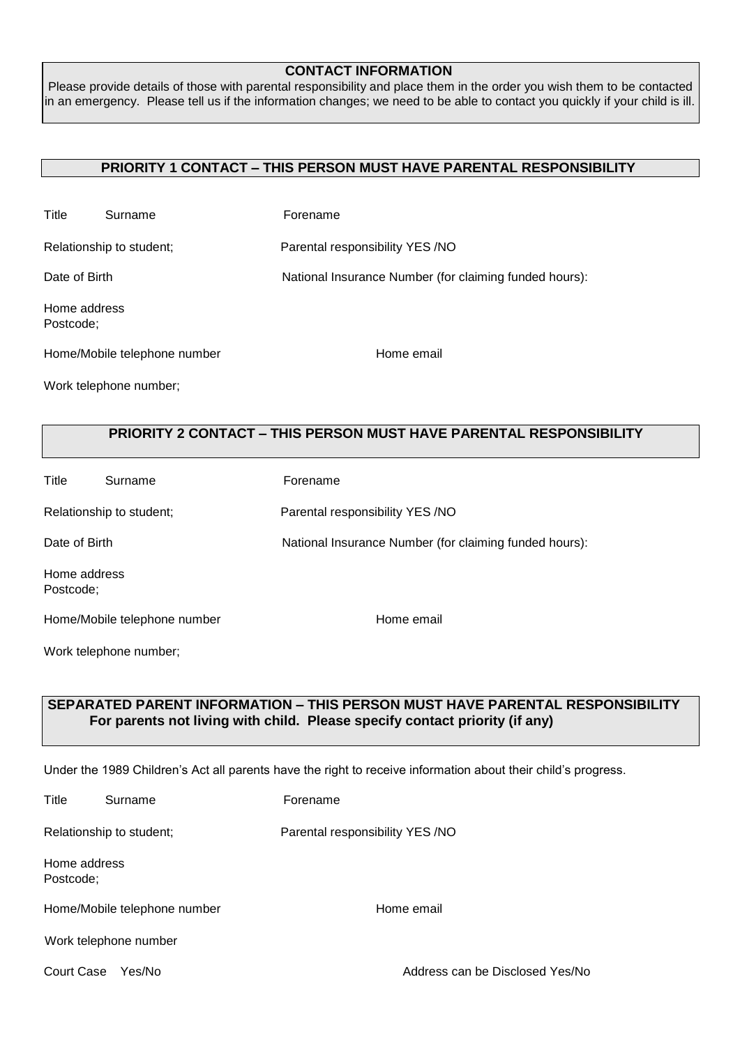## CONTACT INFORMATION

Please provide details of those with parental responsibility and place them in the order you wish them to be contacted in an emergency. Please tell us if the information changes; we need to be able to contact you quickly if your child is ill.

## PRIORITY 1 CONTACT – THIS PERSON MUST HAVE PARENTAL RESPONSIBILITY

Title Surname Forename

Relationship to student; Parental responsibility YES /NO

Date of Birth National Insurance Number (for claiming funded hours):

Home address
Postcode;

Home/Mobile telephone number Home email

Work telephone number;

## PRIORITY 2 CONTACT – THIS PERSON MUST HAVE PARENTAL RESPONSIBILITY

Title Surname Forename

Relationship to student; Parental responsibility YES /NO

Date of Birth National Insurance Number (for claiming funded hours):

Home address
Postcode;

Home/Mobile telephone number Home email

Work telephone number;

## SEPARATED PARENT INFORMATION – THIS PERSON MUST HAVE PARENTAL RESPONSIBILITY

**For parents not living with child. Please specify contact priority (if any)**

Under the 1989 Children's Act all parents have the right to receive information about their child's progress.

Title Surname Forename

Relationship to student; Parental responsibility YES /NO

Home address
Postcode;

Home/Mobile telephone number Home email

Work telephone number

Court Case Yes/No Address can be Disclosed Yes/No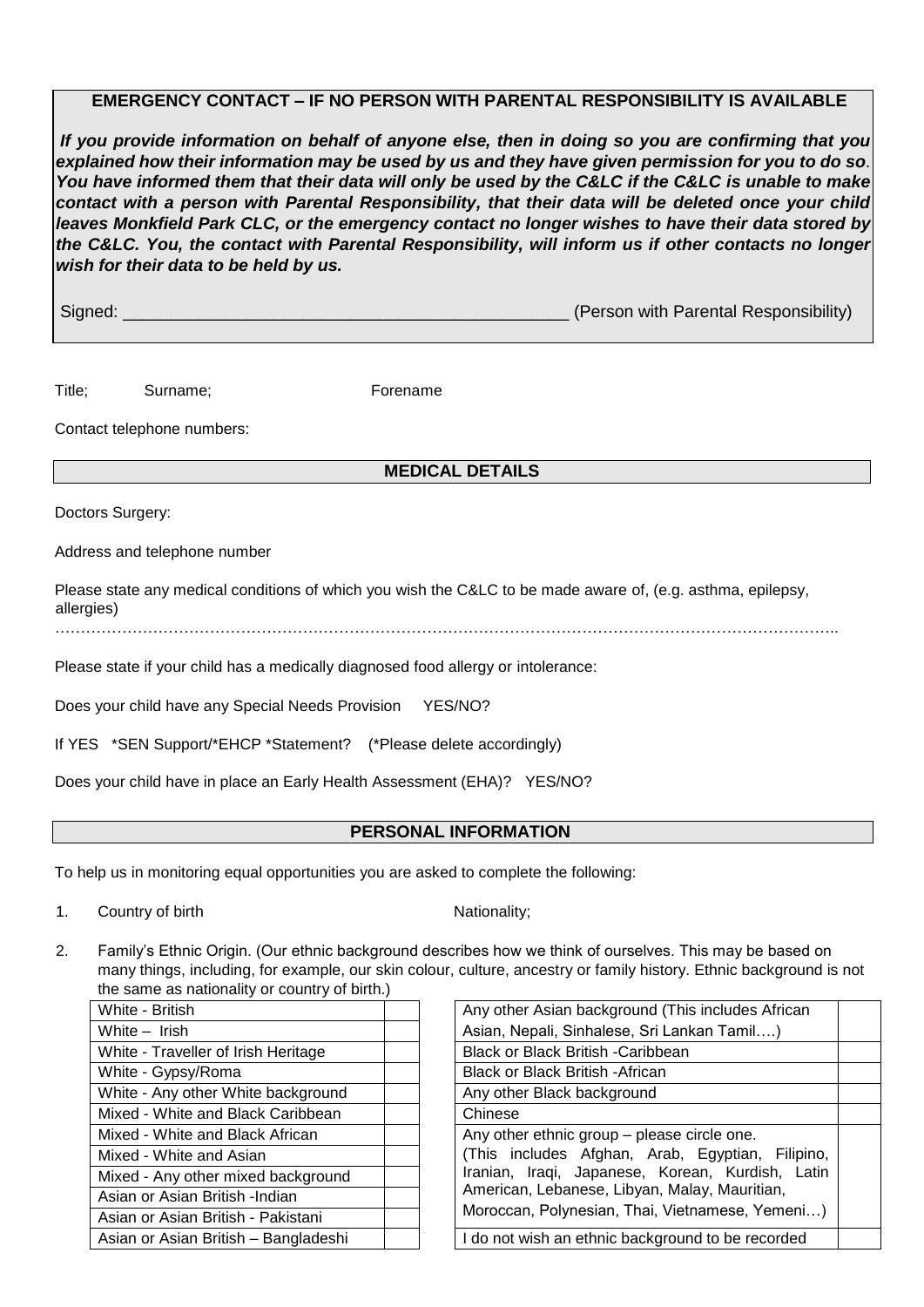**EMERGENCY CONTACT – IF NO PERSON WITH PARENTAL RESPONSIBILITY IS AVAILABLE**

***If you provide information on behalf of anyone else, then in doing so you are confirming that you explained how their information may be used by us and they have given permission for you to do so. You have informed them that their data will only be used by the C&LC if the C&LC is unable to make contact with a person with Parental Responsibility, that their data will be deleted once your child leaves Monkfield Park CLC, or the emergency contact no longer wishes to have their data stored by the C&LC. You, the contact with Parental Responsibility, will inform us if other contacts no longer wish for their data to be held by us.***

Signed: ________________________________________________ (Person with Parental Responsibility)

Title; Surname; Forename

Contact telephone numbers:

## MEDICAL DETAILS

Doctors Surgery:

Address and telephone number

Please state any medical conditions of which you wish the C&LC to be made aware of, (e.g. asthma, epilepsy, allergies)

…………………………………………………………………………………………………………………………………..

Please state if your child has a medically diagnosed food allergy or intolerance:

Does your child have any Special Needs Provision YES/NO?

If YES *SEN Support/*EHCP *Statement? (*Please delete accordingly)

Does your child have in place an Early Health Assessment (EHA)? YES/NO?

## PERSONAL INFORMATION

To help us in monitoring equal opportunities you are asked to complete the following:

1. Country of birth Nationality;

2. Family's Ethnic Origin. (Our ethnic background describes how we think of ourselves. This may be based on many things, including, for example, our skin colour, culture, ancestry or family history. Ethnic background is not the same as nationality or country of birth.)

| | |
|---|---|
| White - British | |
| White – Irish | |
| White - Traveller of Irish Heritage | |
| White - Gypsy/Roma | |
| White - Any other White background | |
| Mixed - White and Black Caribbean | |
| Mixed - White and Black African | |
| Mixed - White and Asian | |
| Mixed - Any other mixed background | |
| Asian or Asian British -Indian | |
| Asian or Asian British - Pakistani | |
| Asian or Asian British – Bangladeshi | |

| | |
|---|---|
| Any other Asian background (This includes African Asian, Nepali, Sinhalese, Sri Lankan Tamil….) | |
| Black or Black British -Caribbean | |
| Black or Black British -African | |
| Any other Black background | |
| Chinese | |
| Any other ethnic group – please circle one. (This includes Afghan, Arab, Egyptian, Filipino, Iranian, Iraqi, Japanese, Korean, Kurdish, Latin American, Lebanese, Libyan, Malay, Mauritian, Moroccan, Polynesian, Thai, Vietnamese, Yemeni…) | |
| I do not wish an ethnic background to be recorded | |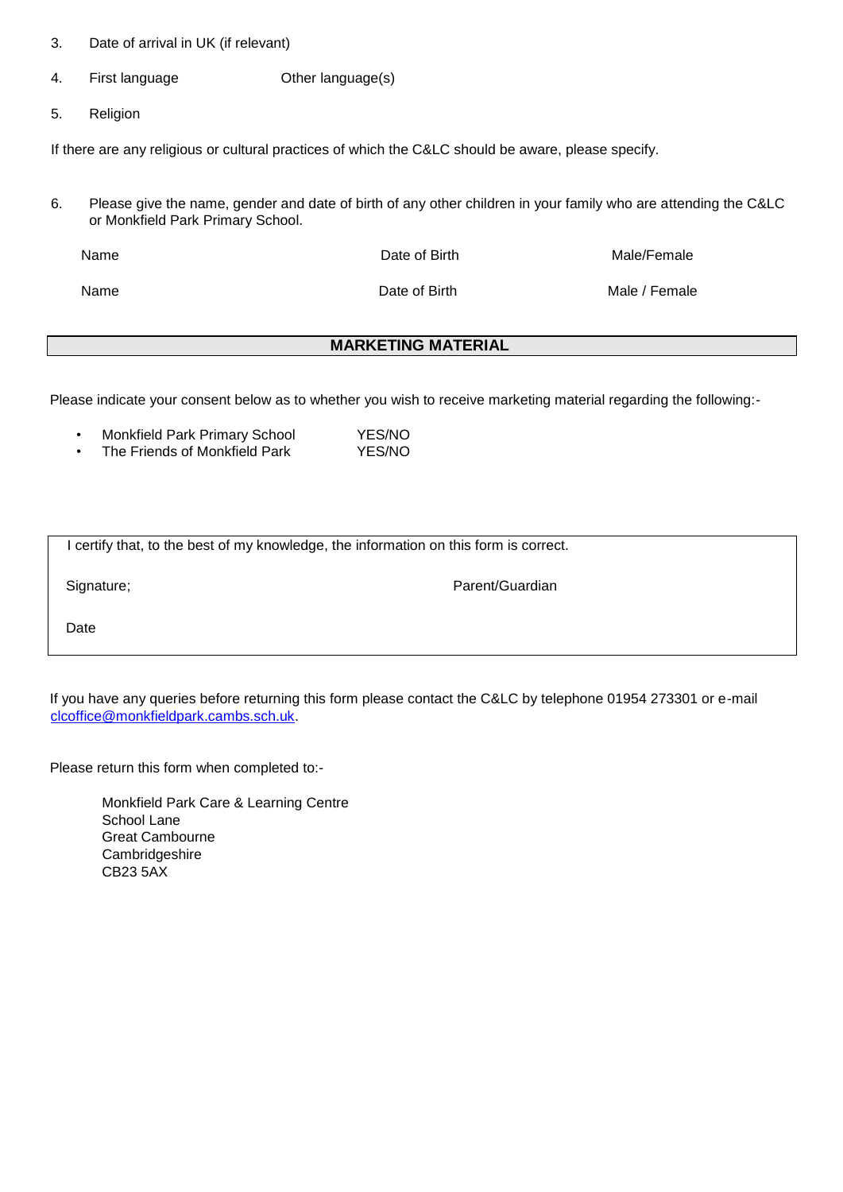3. Date of arrival in UK (if relevant)

4. First language Other language(s)

5. Religion

If there are any religious or cultural practices of which the C&LC should be aware, please specify.

6. Please give the name, gender and date of birth of any other children in your family who are attending the C&LC or Monkfield Park Primary School.

| | | |
|---|---|---|
| Name | Date of Birth | Male/Female |
| Name | Date of Birth | Male / Female |

## MARKETING MATERIAL

Please indicate your consent below as to whether you wish to receive marketing material regarding the following:-

- Monkfield Park Primary School YES/NO
- The Friends of Monkfield Park YES/NO

I certify that, to the best of my knowledge, the information on this form is correct.

Signature; Parent/Guardian

Date

If you have any queries before returning this form please contact the C&LC by telephone 01954 273301 or e-mail clcoffice@monkfieldpark.cambs.sch.uk.

Please return this form when completed to:-

Monkfield Park Care & Learning Centre
School Lane
Great Cambourne
Cambridgeshire
CB23 5AX